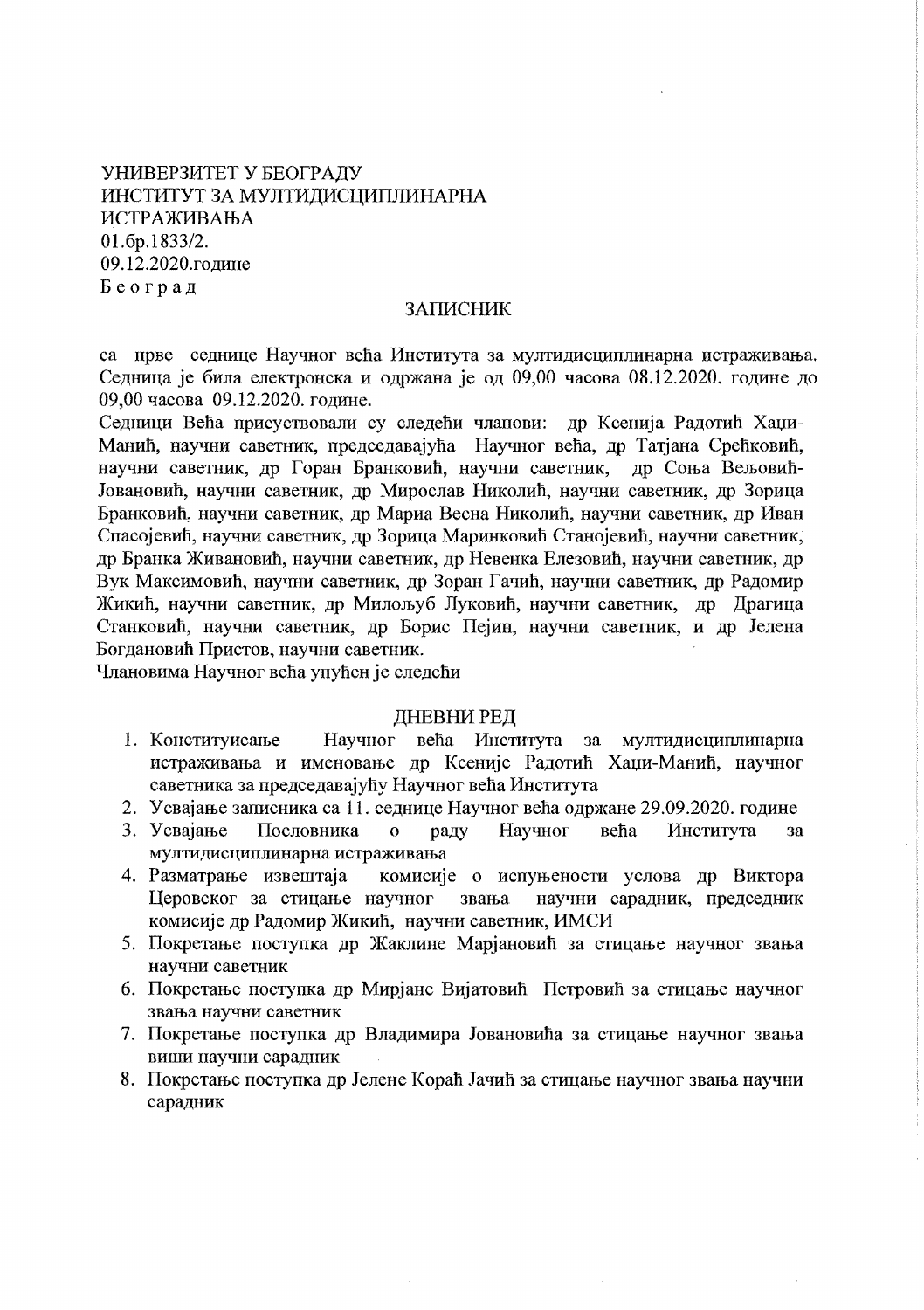УНИВЕРЗИТЕТ У БЕОГРАДУ
ИНСТИТУТ ЗА МУЛТИДИСЦИПЛИНАРНА
ИСТРАЖИВАЊА
01.бр.1833/2.
09.12.2020.године
Б е о г р а д

## ЗАПИСНИК

са прве седнице Научног већа Института за мултидисциплинарна истраживања. Седница је била електронска и одржана је од 09,00 часова 08.12.2020. године до 09,00 часова 09.12.2020. године.

Седници Већа присуствовали су следећи чланови: др Ксенија Радотић Хаџи-Манић, научни саветник, председавајућа Научног већа, др Татјана Срећковић, научни саветник, др Горан Бранковић, научни саветник, др Соња Вељовић-Јовановић, научни саветник, др Мирослав Николић, научни саветник, др Зорица Бранковић, научни саветник, др Мариа Весна Николић, научни саветник, др Иван Спасојевић, научни саветник, др Зорица Маринковић Станојевић, научни саветник, др Бранка Живановић, научни саветник, др Невенка Елезовић, научни саветник, др Вук Максимовић, научни саветник, др Зоран Гачић, научни саветник, др Радомир Жикић, научни саветник, др Милољуб Луковић, научни саветник, др Драгица Станковић, научни саветник, др Борис Пејин, научни саветник, и др Јелена Богдановић Пристов, научни саветник.

Члановима Научног већа упућен је следећи

## ДНЕВНИ РЕД

1. Конституисање Научног већа Института за мултидисциплинарна истраживања и именовање др Ксеније Радотић Хаџи-Манић, научног саветника за председавајућу Научног већа Института
2. Усвајање записника са 11. седнице Научног већа одржане 29.09.2020. године
3. Усвајање Пословника о раду Научног већа Института за мултидисциплинарна истраживања
4. Разматрање извештаја комисије о испуњености услова др Виктора Церовског за стицање научног звања научни сарадник, председник комисије др Радомир Жикић, научни саветник, ИМСИ
5. Покретање поступка др Жаклине Марјановић за стицање научног звања научни саветник
6. Покретање поступка др Мирјане Вијатовић Петровић за стицање научног звања научни саветник
7. Покретање поступка др Владимира Јовановића за стицање научног звања виши научни сарадник
8. Покретање поступка др Јелене Кораћ Јачић за стицање научног звања научни сарадник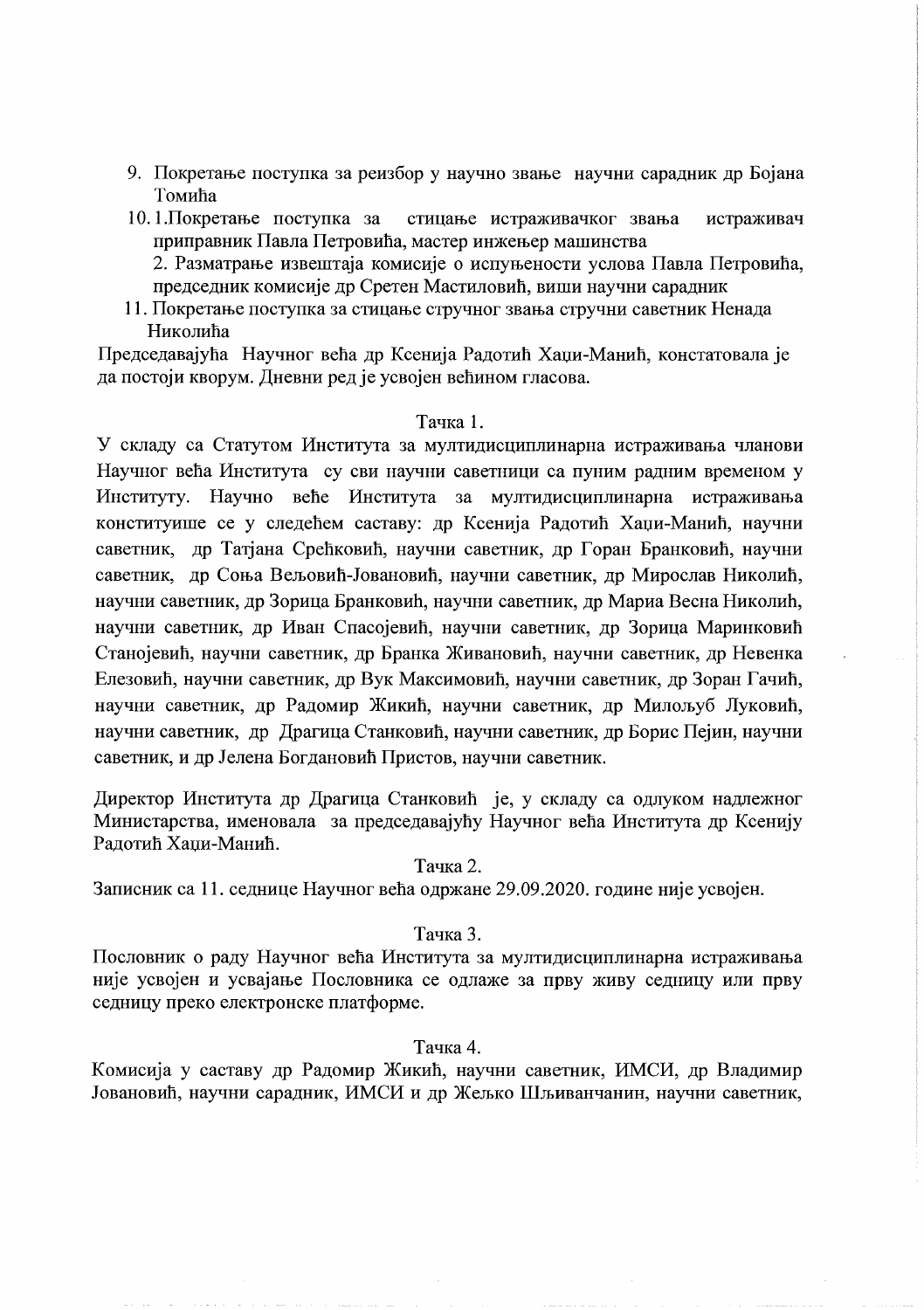9. Покретање поступка за реизбор у научно звање научни сарадник др Бојана Томића
10. 1.Покретање поступка за стицање истраживачког звања истраживач приправник Павла Петровића, мастер инжењер машинства

    2. Разматрање извештаја комисије о испуњености услова Павла Петровића, председник комисије др Сретен Мастиловић, виши научни сарадник
11. Покретање поступка за стицање стручног звања стручни саветник Ненада Николића

Председавајућа Научног већа др Ксенија Радотић Хаџи-Манић, констатовала је да постоји кворум. Дневни ред је усвојен већином гласова.

Тачка 1.

У складу са Статутом Института за мултидисциплинарна истраживања чланови Научног већа Института су сви научни саветници са пуним радним временом у Институту. Научно веће Института за мултидисциплинарна истраживања конституише се у следећем саставу: др Ксенија Радотић Хаџи-Манић, научни саветник, др Татјана Срећковић, научни саветник, др Горан Бранковић, научни саветник, др Соња Вељовић-Јовановић, научни саветник, др Мирослав Николић, научни саветник, др Зорица Бранковић, научни саветник, др Мариа Весна Николић, научни саветник, др Иван Спасојевић, научни саветник, др Зорица Маринковић Станојевић, научни саветник, др Бранка Живановић, научни саветник, др Невенка Елезовић, научни саветник, др Вук Максимовић, научни саветник, др Зоран Гачић, научни саветник, др Радомир Жикић, научни саветник, др Милољуб Луковић, научни саветник, др Драгица Станковић, научни саветник, др Борис Пејин, научни саветник, и др Јелена Богдановић Пристов, научни саветник.

Директор Института др Драгица Станковић је, у складу са одлуком надлежног Министарства, именовала за председавајућу Научног већа Института др Ксенију Радотић Хаџи-Манић.

Тачка 2.

Записник са 11. седнице Научног већа одржане 29.09.2020. године није усвојен.

Тачка 3.

Пословник о раду Научног већа Института за мултидисциплинарна истраживања није усвојен и усвајање Пословника се одлаже за прву живу седницу или прву седницу преко електронске платформе.

Тачка 4.

Комисија у саставу др Радомир Жикић, научни саветник, ИМСИ, др Владимир Јовановић, научни сарадник, ИМСИ и др Жељко Шљиванчанин, научни саветник,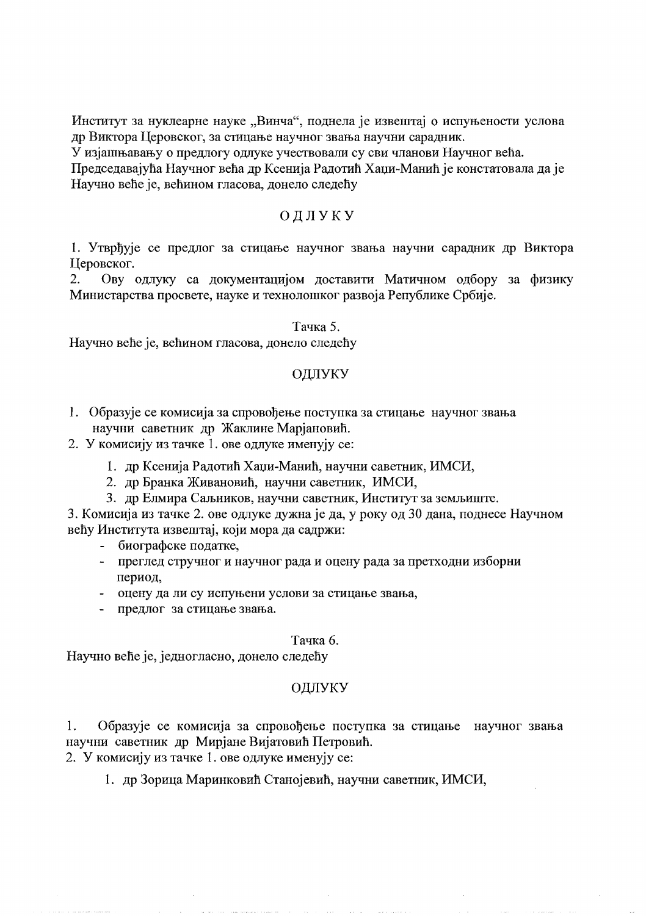Институт за нуклеарне науке „Винча“, поднела је извештај о испуњености услова др Виктора Церовског, за стицање научног звања научни сарадник.
У изјашњавању о предлогу одлуке учествовали су сви чланови Научног већа.
Председавајућа Научног већа др Ксенија Радотић Хаџи-Манић је констатовала да је Научно веће је, већином гласова, донело следећу

ОДЛУКУ

1. Утврђује се предлог за стицање научног звања научни сарадник др Виктора Церовског.
2. Ову одлуку са документацијом доставити Матичном одбору за физику Министарства просвете, науке и технолошког развоја Републике Србије.

Тачка 5.

Научно веће је, већином гласова, донело следећу

ОДЛУКУ

1. Образује се комисија за спровођење поступка за стицање научног звања научни саветник др Жаклине Марјановић.
2. У комисију из тачке 1. ове одлуке именују се:
   1. др Ксенија Радотић Хаџи-Манић, научни саветник, ИМСИ,
   2. др Бранка Живановић, научни саветник, ИМСИ,
   3. др Елмира Саљников, научни саветник, Институт за земљиште.
3. Комисија из тачке 2. ове одлуке дужна је да, у року од 30 дана, поднесе Научном већу Института извештај, који мора да садржи:
   - биографске податке,
   - преглед стручног и научног рада и оцену рада за претходни изборни период,
   - оцену да ли су испуњени услови за стицање звања,
   - предлог за стицање звања.

Тачка 6.

Научно веће је, једногласно, донело следећу

ОДЛУКУ

1. Образује се комисија за спровођење поступка за стицање научног звања научни саветник др Мирјане Вијатовић Петровић.
2. У комисију из тачке 1. ове одлуке именују се:
   1. др Зорица Маринковић Станојевић, научни саветник, ИМСИ,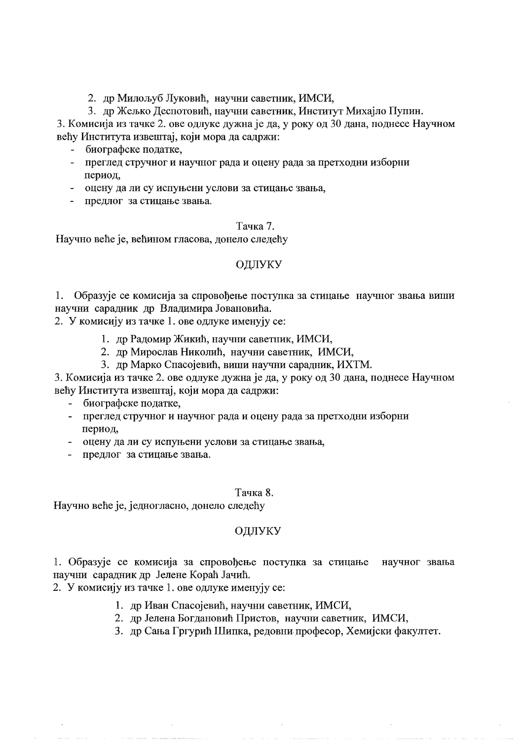2. др Милољуб Луковић, научни саветник, ИМСИ,
3. др Жељко Деспотовић, научни саветник, Институт Михајло Пупин.

3. Комисија из тачке 2. ове одлуке дужна је да, у року од 30 дана, поднесе Научном већу Института извештај, који мора да садржи:

- биографске податке,
- преглед стручног и научног рада и оцену рада за претходни изборни период,
- оцену да ли су испуњени услови за стицање звања,
- предлог за стицање звања.

Тачка 7.

Научно веће је, већином гласова, донело следећу

ОДЛУКУ

1. Образује се комисија за спровођење поступка за стицање научног звања виши научни сарадник др Владимира Јовановића.
2. У комисију из тачке 1. ове одлуке именују се:
   1. др Радомир Жикић, научни саветник, ИМСИ,
   2. др Мирослав Николић, научни саветник, ИМСИ,
   3. др Марко Спасојевић, виши научни сарадник, ИХТМ.
3. Комисија из тачке 2. ове одлуке дужна је да, у року од 30 дана, поднесе Научном већу Института извештај, који мора да садржи:
   - биографске податке,
   - преглед стручног и научног рада и оцену рада за претходни изборни период,
   - оцену да ли су испуњени услови за стицање звања,
   - предлог за стицање звања.

Тачка 8.

Научно веће је, једногласно, донело следећу

ОДЛУКУ

1. Образује се комисија за спровођење поступка за стицање научног звања научни сарадник др Јелене Кораћ Јачић.
2. У комисију из тачке 1. ове одлуке именују се:
   1. др Иван Спасојевић, научни саветник, ИМСИ,
   2. др Јелена Богдановић Пристов, научни саветник, ИМСИ,
   3. др Сања Гргурић Шипка, редовни професор, Хемијски факултет.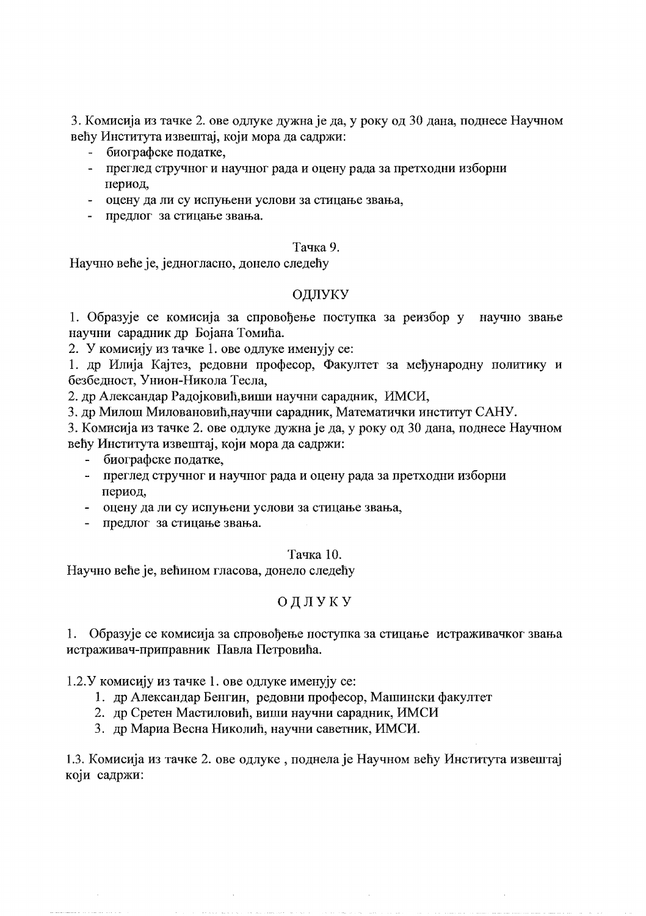3. Комисија из тачке 2. ове одлуке дужна је да, у року од 30 дана, поднесе Научном већу Института извештај, који мора да садржи:

- биографске податке,
- преглед стручног и научног рада и оцену рада за претходни изборни период,
- оцену да ли су испуњени услови за стицање звања,
- предлог за стицање звања.

Тачка 9.

Научно веће је, једногласно, донело следећу

ОДЛУКУ

1. Образује се комисија за спровођење поступка за реизбор у научно звање научни сарадник др Бојана Томића.

2. У комисију из тачке 1. ове одлуке именују се:

1. др Илија Кајтез, редовни професор, Факултет за међународну политику и безбедност, Унион-Никола Тесла,
2. др Александар Радојковић,виши научни сарадник, ИМСИ,
3. др Милош Миловановић,научни сарадник, Математички институт САНУ.

3. Комисија из тачке 2. ове одлуке дужна је да, у року од 30 дана, поднесе Научном већу Института извештај, који мора да садржи:

- биографске податке,
- преглед стручног и научног рада и оцену рада за претходни изборни период,
- оцену да ли су испуњени услови за стицање звања,
- предлог за стицање звања.

Тачка 10.

Научно веће је, већином гласова, донело следећу

ОДЛУКУ

1. Образује се комисија за спровођење поступка за стицање истраживачког звања истраживач-приправник Павла Петровића.

1.2.У комисију из тачке 1. ове одлуке именују се:

1. др Александар Бенгин, редовни професор, Машински факултет
2. др Сретен Мастиловић, виши научни сарадник, ИМСИ
3. др Мариа Весна Николић, научни саветник, ИМСИ.

1.3. Комисија из тачке 2. ове одлуке , поднела је Научном већу Института извештај који садржи: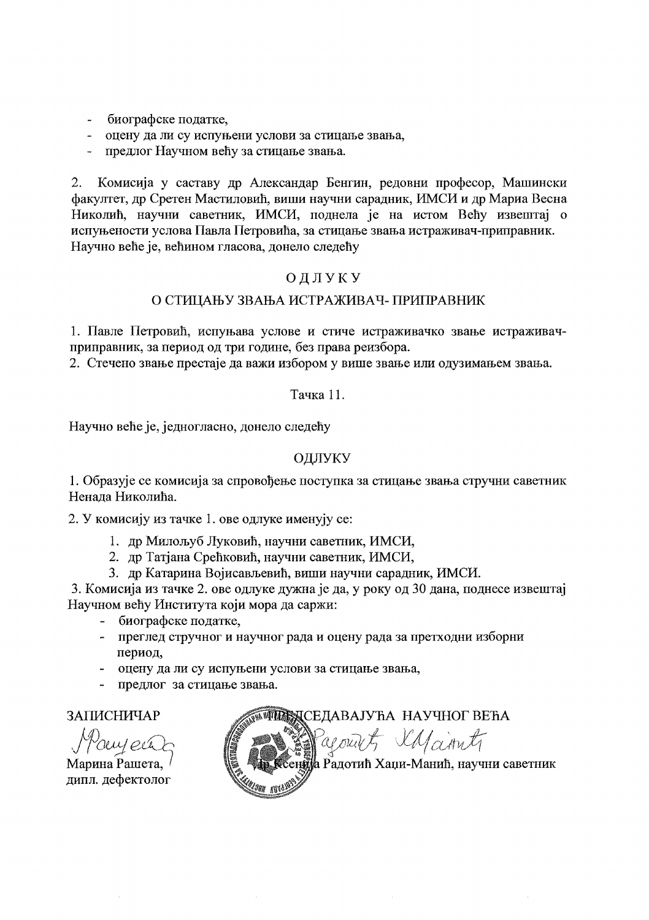- биографске податке,
- оцену да ли су испуњени услови за стицање звања,
- предлог Научном већу за стицање звања.

2. Комисија у саставу др Александар Бенгин, редовни професор, Машински факултет, др Сретен Мастиловић, виши научни сарадник, ИМСИ и др Мариа Весна Николић, научни саветник, ИМСИ, поднела је на истом Већу извештај о испуњености услова Павла Петровића, за стицање звања истраживач-приправник. Научно веће је, већином гласова, донело следећу

## ОДЛУКУ

### О СТИЦАЊУ ЗВАЊА ИСТРАЖИВАЧ- ПРИПРАВНИК

1. Павле Петровић, испуњава услове и стиче истраживачко звање истраживач-приправник, за период од три године, без права реизбора.
2. Стечено звање престаје да важи избором у више звање или одузимањем звања.

### Тачка 11.

Научно веће је, једногласно, донело следећу

## ОДЛУКУ

1. Образује се комисија за спровођење поступка за стицање звања стручни саветник Ненада Николића.

2. У комисију из тачке 1. ове одлуке именују се:

   1. др Милољуб Луковић, научни саветник, ИМСИ,
   2. др Татјана Срећковић, научни саветник, ИМСИ,
   3. др Катарина Војисављевић, виши научни сарадник, ИМСИ.

3. Комисија из тачке 2. ове одлуке дужна је да, у року од 30 дана, поднесе извештај Научном већу Института који мора да саржи:
   - биографске податке,
   - преглед стручног и научног рада и оцену рада за претходни изборни период,
   - оцену да ли су испуњени услови за стицање звања,
   - предлог за стицање звања.

ЗАПИСНИЧАР

Марина Рашета,
дипл. дефектолог

ПРЕДСЕДАВАЈУЋА НАУЧНОГ ВЕЋА

др Ксенија Радотић Хаџи-Манић, научни саветник